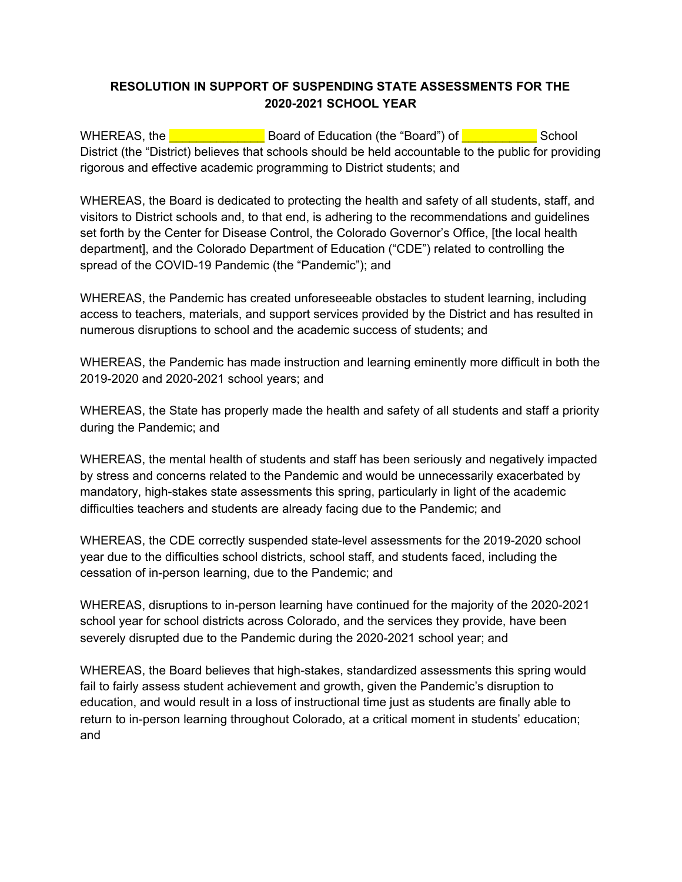**RESOLUTION IN SUPPORT OF SUSPENDING STATE ASSESSMENTS FOR THE 2020-2021 SCHOOL YEAR**

WHEREAS, the ______________ Board of Education (the "Board") of ___________ School District (the "District) believes that schools should be held accountable to the public for providing rigorous and effective academic programming to District students; and

WHEREAS, the Board is dedicated to protecting the health and safety of all students, staff, and visitors to District schools and, to that end, is adhering to the recommendations and guidelines set forth by the Center for Disease Control, the Colorado Governor's Office, [the local health department], and the Colorado Department of Education ("CDE") related to controlling the spread of the COVID-19 Pandemic (the "Pandemic"); and

WHEREAS, the Pandemic has created unforeseeable obstacles to student learning, including access to teachers, materials, and support services provided by the District and has resulted in numerous disruptions to school and the academic success of students; and

WHEREAS, the Pandemic has made instruction and learning eminently more difficult in both the 2019-2020 and 2020-2021 school years; and

WHEREAS, the State has properly made the health and safety of all students and staff a priority during the Pandemic; and

WHEREAS, the mental health of students and staff has been seriously and negatively impacted by stress and concerns related to the Pandemic and would be unnecessarily exacerbated by mandatory, high-stakes state assessments this spring, particularly in light of the academic difficulties teachers and students are already facing due to the Pandemic; and

WHEREAS, the CDE correctly suspended state-level assessments for the 2019-2020 school year due to the difficulties school districts, school staff, and students faced, including the cessation of in-person learning, due to the Pandemic; and

WHEREAS, disruptions to in-person learning have continued for the majority of the 2020-2021 school year for school districts across Colorado, and the services they provide, have been severely disrupted due to the Pandemic during the 2020-2021 school year; and

WHEREAS, the Board believes that high-stakes, standardized assessments this spring would fail to fairly assess student achievement and growth, given the Pandemic's disruption to education, and would result in a loss of instructional time just as students are finally able to return to in-person learning throughout Colorado, at a critical moment in students' education; and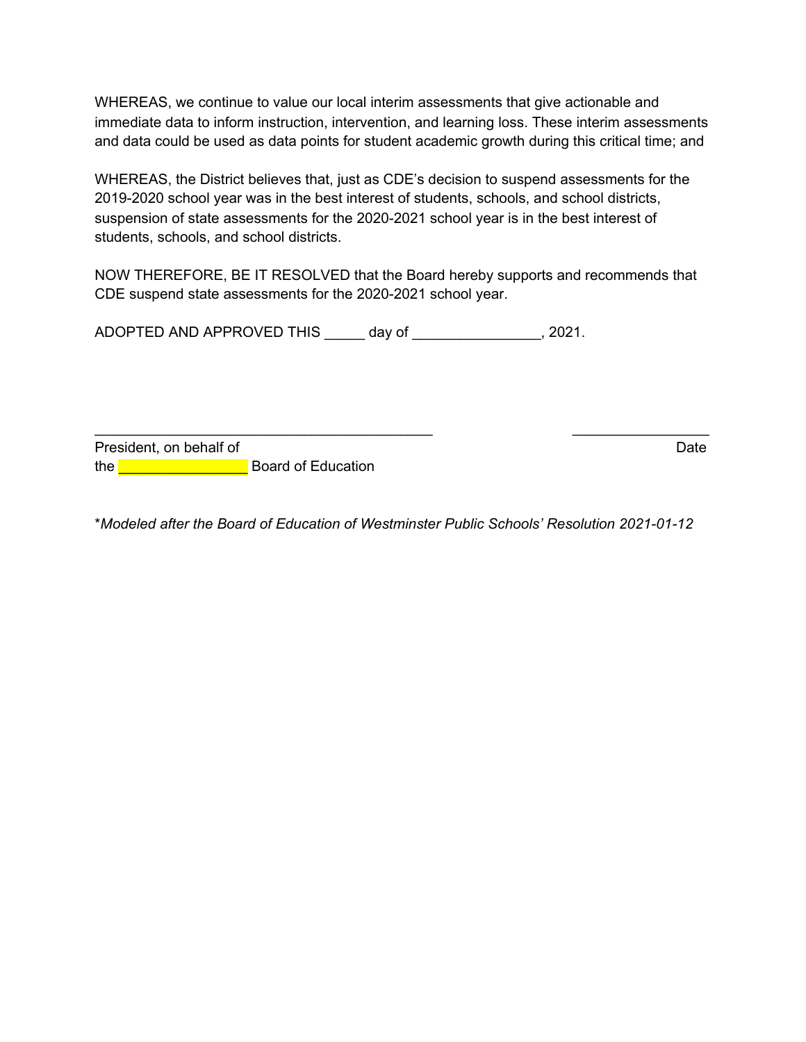WHEREAS, we continue to value our local interim assessments that give actionable and immediate data to inform instruction, intervention, and learning loss. These interim assessments and data could be used as data points for student academic growth during this critical time; and

WHEREAS, the District believes that, just as CDE's decision to suspend assessments for the 2019-2020 school year was in the best interest of students, schools, and school districts, suspension of state assessments for the 2020-2021 school year is in the best interest of students, schools, and school districts.

NOW THEREFORE, BE IT RESOLVED that the Board hereby supports and recommends that CDE suspend state assessments for the 2020-2021 school year.

ADOPTED AND APPROVED THIS _____ day of ________________, 2021.

__________________________________________ _________________

President, on behalf of the ________________ Board of Education Date

*_Modeled after the Board of Education of Westminster Public Schools' Resolution 2021-01-12_